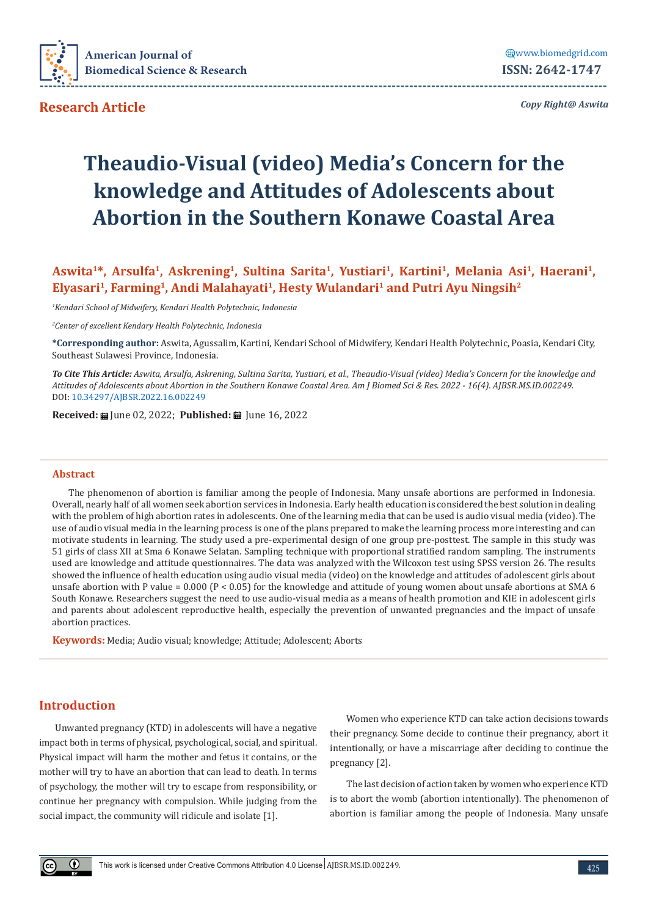**Research Article**

*Copy Right@ Aswita*

# Theaudio-Visual (video) Media's Concern for the knowledge and Attitudes of Adolescents about Abortion in the Southern Konawe Coastal Area

**Aswita[1]*, Arsulfa[1], Askrening[1], Sultina Sarita[1], Yustiari[1], Kartini[1], Melania Asi[1], Haerani[1], Elyasari[1], Farming[1], Andi Malahayati[1], Hesty Wulandari[1] and Putri Ayu Ningsih[2]**

[1]*Kendari School of Midwifery, Kendari Health Polytechnic, Indonesia*

[2]*Center of excellent Kendary Health Polytechnic, Indonesia*

**\*Corresponding author:** Aswita, Agussalim, Kartini, Kendari School of Midwifery, Kendari Health Polytechnic, Poasia, Kendari City, Southeast Sulawesi Province, Indonesia.

***To Cite This Article:*** *Aswita, Arsulfa, Askrening, Sultina Sarita, Yustiari, et al., Theaudio-Visual (video) Media's Concern for the knowledge and Attitudes of Adolescents about Abortion in the Southern Konawe Coastal Area. Am J Biomed Sci & Res. 2022 - 16(4). AJBSR.MS.ID.002249.*
DOI: 10.34297/AJBSR.2022.16.002249

**Received:** June 02, 2022; **Published:** June 16, 2022

## Abstract

The phenomenon of abortion is familiar among the people of Indonesia. Many unsafe abortions are performed in Indonesia. Overall, nearly half of all women seek abortion services in Indonesia. Early health education is considered the best solution in dealing with the problem of high abortion rates in adolescents. One of the learning media that can be used is audio visual media (video). The use of audio visual media in the learning process is one of the plans prepared to make the learning process more interesting and can motivate students in learning. The study used a pre-experimental design of one group pre-posttest. The sample in this study was 51 girls of class XII at Sma 6 Konawe Selatan. Sampling technique with proportional stratified random sampling. The instruments used are knowledge and attitude questionnaires. The data was analyzed with the Wilcoxon test using SPSS version 26. The results showed the influence of health education using audio visual media (video) on the knowledge and attitudes of adolescent girls about unsafe abortion with P value = 0.000 ($P < 0.05$) for the knowledge and attitude of young women about unsafe abortions at SMA 6 South Konawe. Researchers suggest the need to use audio-visual media as a means of health promotion and KIE in adolescent girls and parents about adolescent reproductive health, especially the prevention of unwanted pregnancies and the impact of unsafe abortion practices.

**Keywords:** Media; Audio visual; knowledge; Attitude; Adolescent; Aborts

## Introduction

Unwanted pregnancy (KTD) in adolescents will have a negative impact both in terms of physical, psychological, social, and spiritual. Physical impact will harm the mother and fetus it contains, or the mother will try to have an abortion that can lead to death. In terms of psychology, the mother will try to escape from responsibility, or continue her pregnancy with compulsion. While judging from the social impact, the community will ridicule and isolate [1].

Women who experience KTD can take action decisions towards their pregnancy. Some decide to continue their pregnancy, abort it intentionally, or have a miscarriage after deciding to continue the pregnancy [2].

The last decision of action taken by women who experience KTD is to abort the womb (abortion intentionally). The phenomenon of abortion is familiar among the people of Indonesia. Many unsafe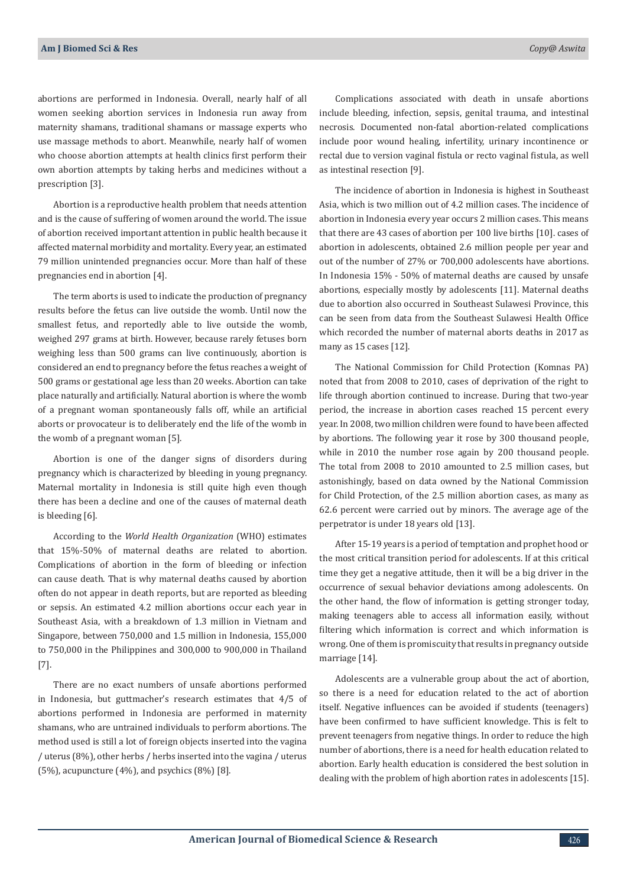abortions are performed in Indonesia. Overall, nearly half of all women seeking abortion services in Indonesia run away from maternity shamans, traditional shamans or massage experts who use massage methods to abort. Meanwhile, nearly half of women who choose abortion attempts at health clinics first perform their own abortion attempts by taking herbs and medicines without a prescription [3].

Abortion is a reproductive health problem that needs attention and is the cause of suffering of women around the world. The issue of abortion received important attention in public health because it affected maternal morbidity and mortality. Every year, an estimated 79 million unintended pregnancies occur. More than half of these pregnancies end in abortion [4].

The term aborts is used to indicate the production of pregnancy results before the fetus can live outside the womb. Until now the smallest fetus, and reportedly able to live outside the womb, weighed 297 grams at birth. However, because rarely fetuses born weighing less than 500 grams can live continuously, abortion is considered an end to pregnancy before the fetus reaches a weight of 500 grams or gestational age less than 20 weeks. Abortion can take place naturally and artificially. Natural abortion is where the womb of a pregnant woman spontaneously falls off, while an artificial aborts or provocateur is to deliberately end the life of the womb in the womb of a pregnant woman [5].

Abortion is one of the danger signs of disorders during pregnancy which is characterized by bleeding in young pregnancy. Maternal mortality in Indonesia is still quite high even though there has been a decline and one of the causes of maternal death is bleeding [6].

According to the *World Health Organization* (WHO) estimates that 15%-50% of maternal deaths are related to abortion. Complications of abortion in the form of bleeding or infection can cause death. That is why maternal deaths caused by abortion often do not appear in death reports, but are reported as bleeding or sepsis. An estimated 4.2 million abortions occur each year in Southeast Asia, with a breakdown of 1.3 million in Vietnam and Singapore, between 750,000 and 1.5 million in Indonesia, 155,000 to 750,000 in the Philippines and 300,000 to 900,000 in Thailand [7].

There are no exact numbers of unsafe abortions performed in Indonesia, but guttmacher's research estimates that 4/5 of abortions performed in Indonesia are performed in maternity shamans, who are untrained individuals to perform abortions. The method used is still a lot of foreign objects inserted into the vagina / uterus (8%), other herbs / herbs inserted into the vagina / uterus (5%), acupuncture (4%), and psychics (8%) [8].

Complications associated with death in unsafe abortions include bleeding, infection, sepsis, genital trauma, and intestinal necrosis. Documented non-fatal abortion-related complications include poor wound healing, infertility, urinary incontinence or rectal due to version vaginal fistula or recto vaginal fistula, as well as intestinal resection [9].

The incidence of abortion in Indonesia is highest in Southeast Asia, which is two million out of 4.2 million cases. The incidence of abortion in Indonesia every year occurs 2 million cases. This means that there are 43 cases of abortion per 100 live births [10]. cases of abortion in adolescents, obtained 2.6 million people per year and out of the number of 27% or 700,000 adolescents have abortions. In Indonesia 15% - 50% of maternal deaths are caused by unsafe abortions, especially mostly by adolescents [11]. Maternal deaths due to abortion also occurred in Southeast Sulawesi Province, this can be seen from data from the Southeast Sulawesi Health Office which recorded the number of maternal aborts deaths in 2017 as many as 15 cases [12].

The National Commission for Child Protection (Komnas PA) noted that from 2008 to 2010, cases of deprivation of the right to life through abortion continued to increase. During that two-year period, the increase in abortion cases reached 15 percent every year. In 2008, two million children were found to have been affected by abortions. The following year it rose by 300 thousand people, while in 2010 the number rose again by 200 thousand people. The total from 2008 to 2010 amounted to 2.5 million cases, but astonishingly, based on data owned by the National Commission for Child Protection, of the 2.5 million abortion cases, as many as 62.6 percent were carried out by minors. The average age of the perpetrator is under 18 years old [13].

After 15-19 years is a period of temptation and prophet hood or the most critical transition period for adolescents. If at this critical time they get a negative attitude, then it will be a big driver in the occurrence of sexual behavior deviations among adolescents. On the other hand, the flow of information is getting stronger today, making teenagers able to access all information easily, without filtering which information is correct and which information is wrong. One of them is promiscuity that results in pregnancy outside marriage [14].

Adolescents are a vulnerable group about the act of abortion, so there is a need for education related to the act of abortion itself. Negative influences can be avoided if students (teenagers) have been confirmed to have sufficient knowledge. This is felt to prevent teenagers from negative things. In order to reduce the high number of abortions, there is a need for health education related to abortion. Early health education is considered the best solution in dealing with the problem of high abortion rates in adolescents [15].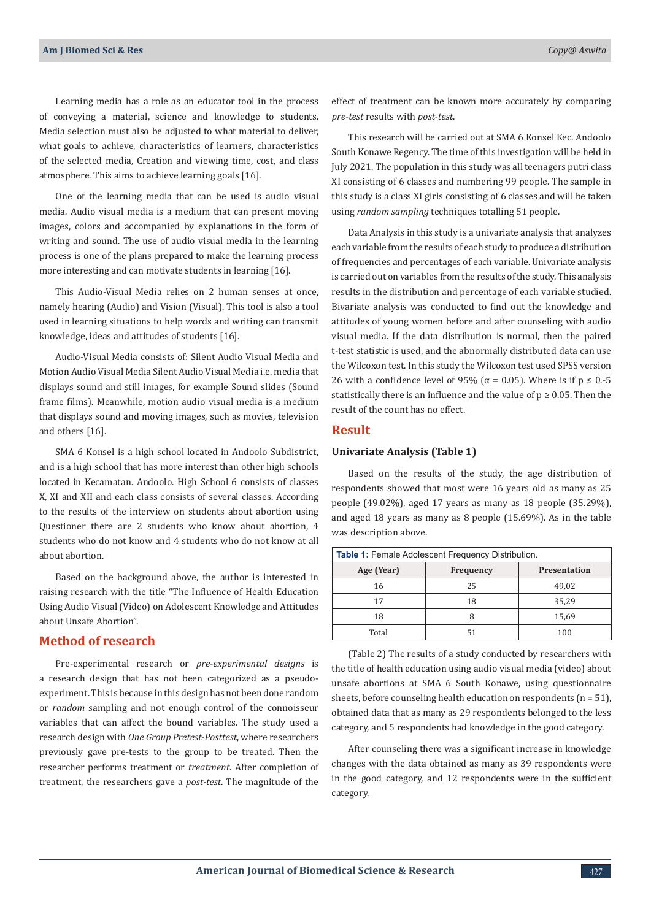Learning media has a role as an educator tool in the process of conveying a material, science and knowledge to students. Media selection must also be adjusted to what material to deliver, what goals to achieve, characteristics of learners, characteristics of the selected media, Creation and viewing time, cost, and class atmosphere. This aims to achieve learning goals [16].

One of the learning media that can be used is audio visual media. Audio visual media is a medium that can present moving images, colors and accompanied by explanations in the form of writing and sound. The use of audio visual media in the learning process is one of the plans prepared to make the learning process more interesting and can motivate students in learning [16].

This Audio-Visual Media relies on 2 human senses at once, namely hearing (Audio) and Vision (Visual). This tool is also a tool used in learning situations to help words and writing can transmit knowledge, ideas and attitudes of students [16].

Audio-Visual Media consists of: Silent Audio Visual Media and Motion Audio Visual Media Silent Audio Visual Media i.e. media that displays sound and still images, for example Sound slides (Sound frame films). Meanwhile, motion audio visual media is a medium that displays sound and moving images, such as movies, television and others [16].

SMA 6 Konsel is a high school located in Andoolo Subdistrict, and is a high school that has more interest than other high schools located in Kecamatan. Andoolo. High School 6 consists of classes X, XI and XII and each class consists of several classes. According to the results of the interview on students about abortion using Questioner there are 2 students who know about abortion, 4 students who do not know and 4 students who do not know at all about abortion.

Based on the background above, the author is interested in raising research with the title "The Influence of Health Education Using Audio Visual (Video) on Adolescent Knowledge and Attitudes about Unsafe Abortion".

## Method of research

Pre-experimental research or *pre-experimental designs* is a research design that has not been categorized as a pseudo-experiment. This is because in this design has not been done random or *random* sampling and not enough control of the connoisseur variables that can affect the bound variables. The study used a research design with *One Group Pretest-Posttest*, where researchers previously gave pre-tests to the group to be treated. Then the researcher performs treatment or *treatment*. After completion of treatment, the researchers gave a *post-test*. The magnitude of the effect of treatment can be known more accurately by comparing *pre-test* results with *post-test*.

This research will be carried out at SMA 6 Konsel Kec. Andoolo South Konawe Regency. The time of this investigation will be held in July 2021. The population in this study was all teenagers putri class XI consisting of 6 classes and numbering 99 people. The sample in this study is a class XI girls consisting of 6 classes and will be taken using *random sampling* techniques totalling 51 people.

Data Analysis in this study is a univariate analysis that analyzes each variable from the results of each study to produce a distribution of frequencies and percentages of each variable. Univariate analysis is carried out on variables from the results of the study. This analysis results in the distribution and percentage of each variable studied. Bivariate analysis was conducted to find out the knowledge and attitudes of young women before and after counseling with audio visual media. If the data distribution is normal, then the paired t-test statistic is used, and the abnormally distributed data can use the Wilcoxon test. In this study the Wilcoxon test used SPSS version 26 with a confidence level of 95% ($\alpha$ = 0.05). Where is if p ≤ 0.-5 statistically there is an influence and the value of p ≥ 0.05. Then the result of the count has no effect.

## Result

### Univariate Analysis (Table 1)

Based on the results of the study, the age distribution of respondents showed that most were 16 years old as many as 25 people (49.02%), aged 17 years as many as 18 people (35.29%), and aged 18 years as many as 8 people (15.69%). As in the table was description above.

**Table 1:** Female Adolescent Frequency Distribution.

| Age (Year) | Frequency | Presentation |
|---|---|---|
| 16 | 25 | 49,02 |
| 17 | 18 | 35,29 |
| 18 | 8 | 15,69 |
| Total | 51 | 100 |

(Table 2) The results of a study conducted by researchers with the title of health education using audio visual media (video) about unsafe abortions at SMA 6 South Konawe, using questionnaire sheets, before counseling health education on respondents (n = 51), obtained data that as many as 29 respondents belonged to the less category, and 5 respondents had knowledge in the good category.

After counseling there was a significant increase in knowledge changes with the data obtained as many as 39 respondents were in the good category, and 12 respondents were in the sufficient category.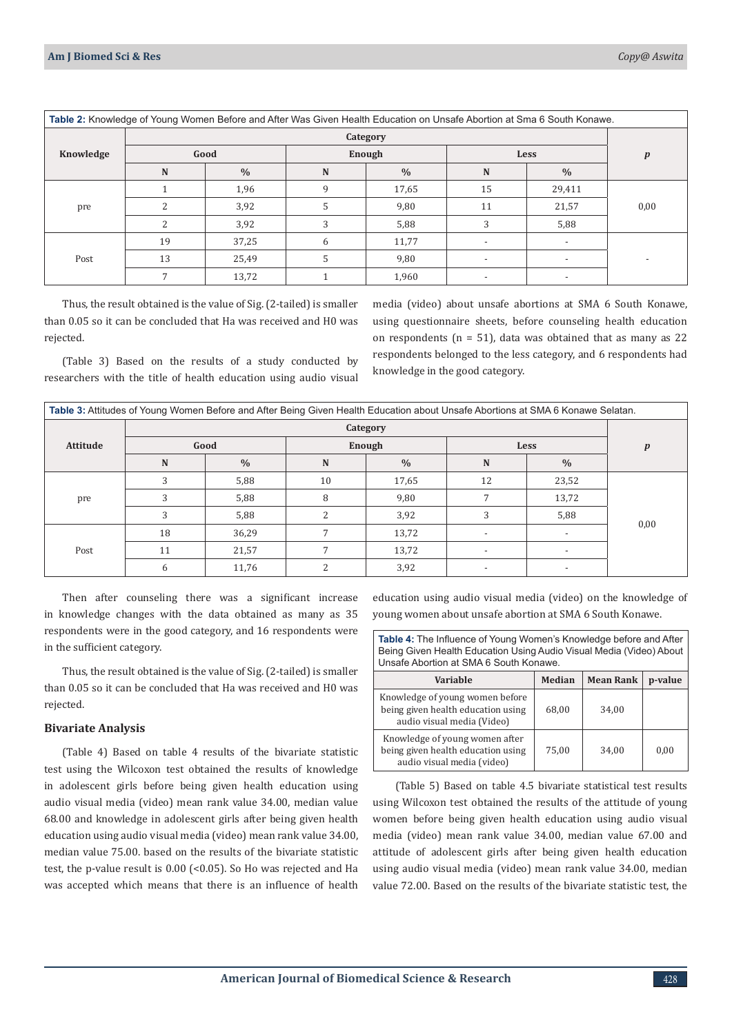**Table 2:** Knowledge of Young Women Before and After Was Given Health Education on Unsafe Abortion at Sma 6 South Konawe.

| Knowledge | Category | | | | | | p |
|---|---|---|---|---|---|---|---|
| | Good | | Enough | | Less | | |
| | N | % | N | % | N | % | |
| pre | 1 | 1,96 | 9 | 17,65 | 15 | 29,411 | 0,00 |
| | 2 | 3,92 | 5 | 9,80 | 11 | 21,57 | |
| | 2 | 3,92 | 3 | 5,88 | 3 | 5,88 | |
| Post | 19 | 37,25 | 6 | 11,77 | - | - | - |
| | 13 | 25,49 | 5 | 9,80 | - | - | |
| | 7 | 13,72 | 1 | 1,960 | - | - | |

Thus, the result obtained is the value of Sig. (2-tailed) is smaller than 0.05 so it can be concluded that Ha was received and H0 was rejected.

(Table 3) Based on the results of a study conducted by researchers with the title of health education using audio visual media (video) about unsafe abortions at SMA 6 South Konawe, using questionnaire sheets, before counseling health education on respondents (n = 51), data was obtained that as many as 22 respondents belonged to the less category, and 6 respondents had knowledge in the good category.

**Table 3:** Attitudes of Young Women Before and After Being Given Health Education about Unsafe Abortions at SMA 6 Konawe Selatan.

| Attitude | Category | | | | | | p |
|---|---|---|---|---|---|---|---|
| | Good | | Enough | | Less | | |
| | N | % | N | % | N | % | |
| pre | 3 | 5,88 | 10 | 17,65 | 12 | 23,52 | 0,00 |
| | 3 | 5,88 | 8 | 9,80 | 7 | 13,72 | |
| | 3 | 5,88 | 2 | 3,92 | 3 | 5,88 | |
| Post | 18 | 36,29 | 7 | 13,72 | - | - | |
| | 11 | 21,57 | 7 | 13,72 | - | - | |
| | 6 | 11,76 | 2 | 3,92 | - | - | |

Then after counseling there was a significant increase in knowledge changes with the data obtained as many as 35 respondents were in the good category, and 16 respondents were in the sufficient category.

Thus, the result obtained is the value of Sig. (2-tailed) is smaller than 0.05 so it can be concluded that Ha was received and H0 was rejected.

## Bivariate Analysis

(Table 4) Based on table 4 results of the bivariate statistic test using the Wilcoxon test obtained the results of knowledge in adolescent girls before being given health education using audio visual media (video) mean rank value 34.00, median value 68.00 and knowledge in adolescent girls after being given health education using audio visual media (video) mean rank value 34.00, median value 75.00. based on the results of the bivariate statistic test, the p-value result is 0.00 (<0.05). So Ho was rejected and Ha was accepted which means that there is an influence of health education using audio visual media (video) on the knowledge of young women about unsafe abortion at SMA 6 South Konawe.

**Table 4:** The Influence of Young Women's Knowledge before and After Being Given Health Education Using Audio Visual Media (Video) About Unsafe Abortion at SMA 6 South Konawe.

| Variable | Median | Mean Rank | p-value |
|---|---|---|---|
| Knowledge of young women before being given health education using audio visual media (Video) | 68,00 | 34,00 | |
| Knowledge of young women after being given health education using audio visual media (video) | 75,00 | 34,00 | 0,00 |

(Table 5) Based on table 4.5 bivariate statistical test results using Wilcoxon test obtained the results of the attitude of young women before being given health education using audio visual media (video) mean rank value 34.00, median value 67.00 and attitude of adolescent girls after being given health education using audio visual media (video) mean rank value 34.00, median value 72.00. Based on the results of the bivariate statistic test, the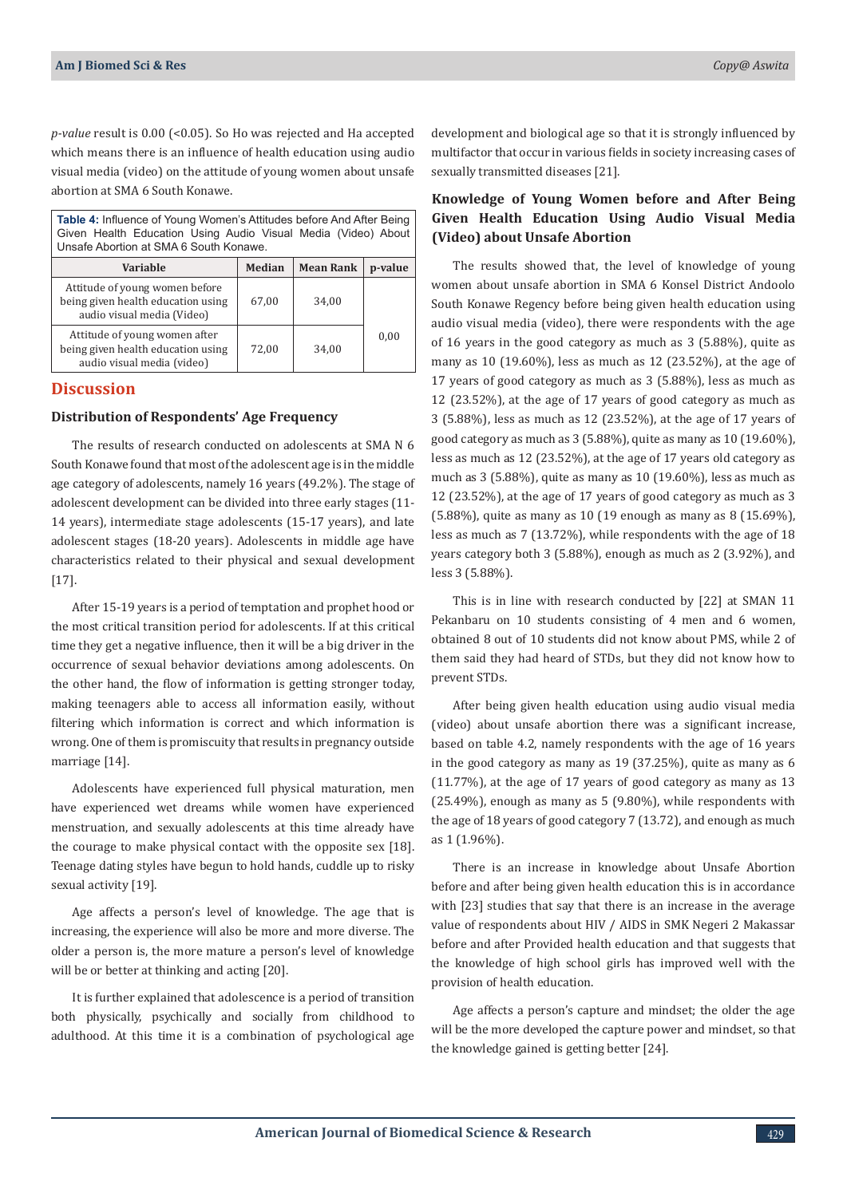*p-value* result is 0.00 (<0.05). So Ho was rejected and Ha accepted which means there is an influence of health education using audio visual media (video) on the attitude of young women about unsafe abortion at SMA 6 South Konawe.

**Table 4:** Influence of Young Women's Attitudes before And After Being Given Health Education Using Audio Visual Media (Video) About Unsafe Abortion at SMA 6 South Konawe.

| Variable | Median | Mean Rank | p-value |
|---|---|---|---|
| Attitude of young women before being given health education using audio visual media (Video) | 67,00 | 34,00 | 0,00 |
| Attitude of young women after being given health education using audio visual media (video) | 72,00 | 34,00 | |

## Discussion

### Distribution of Respondents' Age Frequency

The results of research conducted on adolescents at SMA N 6 South Konawe found that most of the adolescent age is in the middle age category of adolescents, namely 16 years (49.2%). The stage of adolescent development can be divided into three early stages (11-14 years), intermediate stage adolescents (15-17 years), and late adolescent stages (18-20 years). Adolescents in middle age have characteristics related to their physical and sexual development [17].

After 15-19 years is a period of temptation and prophet hood or the most critical transition period for adolescents. If at this critical time they get a negative influence, then it will be a big driver in the occurrence of sexual behavior deviations among adolescents. On the other hand, the flow of information is getting stronger today, making teenagers able to access all information easily, without filtering which information is correct and which information is wrong. One of them is promiscuity that results in pregnancy outside marriage [14].

Adolescents have experienced full physical maturation, men have experienced wet dreams while women have experienced menstruation, and sexually adolescents at this time already have the courage to make physical contact with the opposite sex [18]. Teenage dating styles have begun to hold hands, cuddle up to risky sexual activity [19].

Age affects a person's level of knowledge. The age that is increasing, the experience will also be more and more diverse. The older a person is, the more mature a person's level of knowledge will be or better at thinking and acting [20].

It is further explained that adolescence is a period of transition both physically, psychically and socially from childhood to adulthood. At this time it is a combination of psychological age development and biological age so that it is strongly influenced by multifactor that occur in various fields in society increasing cases of sexually transmitted diseases [21].

### Knowledge of Young Women before and After Being Given Health Education Using Audio Visual Media (Video) about Unsafe Abortion

The results showed that, the level of knowledge of young women about unsafe abortion in SMA 6 Konsel District Andoolo South Konawe Regency before being given health education using audio visual media (video), there were respondents with the age of 16 years in the good category as much as 3 (5.88%), quite as many as 10 (19.60%), less as much as 12 (23.52%), at the age of 17 years of good category as much as 3 (5.88%), less as much as 12 (23.52%), at the age of 17 years of good category as much as 3 (5.88%), less as much as 12 (23.52%), at the age of 17 years of good category as much as 3 (5.88%), quite as many as 10 (19.60%), less as much as 12 (23.52%), at the age of 17 years old category as much as 3 (5.88%), quite as many as 10 (19.60%), less as much as 12 (23.52%), at the age of 17 years of good category as much as 3 (5.88%), quite as many as 10 (19 enough as many as 8 (15.69%), less as much as 7 (13.72%), while respondents with the age of 18 years category both 3 (5.88%), enough as much as 2 (3.92%), and less 3 (5.88%).

This is in line with research conducted by [22] at SMAN 11 Pekanbaru on 10 students consisting of 4 men and 6 women, obtained 8 out of 10 students did not know about PMS, while 2 of them said they had heard of STDs, but they did not know how to prevent STDs.

After being given health education using audio visual media (video) about unsafe abortion there was a significant increase, based on table 4.2, namely respondents with the age of 16 years in the good category as many as 19 (37.25%), quite as many as 6 (11.77%), at the age of 17 years of good category as many as 13 (25.49%), enough as many as 5 (9.80%), while respondents with the age of 18 years of good category 7 (13.72), and enough as much as 1 (1.96%).

There is an increase in knowledge about Unsafe Abortion before and after being given health education this is in accordance with [23] studies that say that there is an increase in the average value of respondents about HIV / AIDS in SMK Negeri 2 Makassar before and after Provided health education and that suggests that the knowledge of high school girls has improved well with the provision of health education.

Age affects a person's capture and mindset; the older the age will be the more developed the capture power and mindset, so that the knowledge gained is getting better [24].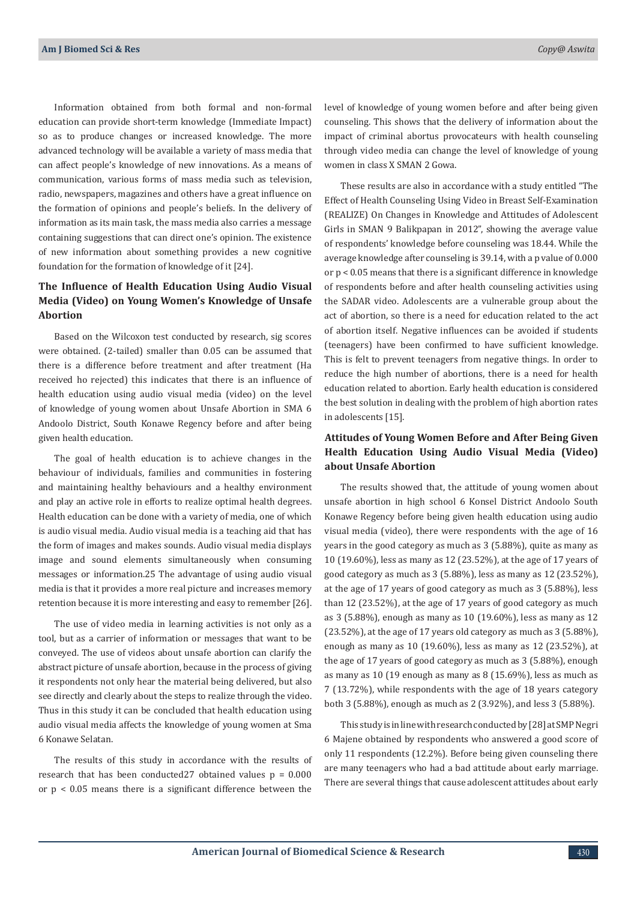Information obtained from both formal and non-formal education can provide short-term knowledge (Immediate Impact) so as to produce changes or increased knowledge. The more advanced technology will be available a variety of mass media that can affect people's knowledge of new innovations. As a means of communication, various forms of mass media such as television, radio, newspapers, magazines and others have a great influence on the formation of opinions and people's beliefs. In the delivery of information as its main task, the mass media also carries a message containing suggestions that can direct one's opinion. The existence of new information about something provides a new cognitive foundation for the formation of knowledge of it [24].

## The Influence of Health Education Using Audio Visual Media (Video) on Young Women's Knowledge of Unsafe Abortion

Based on the Wilcoxon test conducted by research, sig scores were obtained. (2-tailed) smaller than 0.05 can be assumed that there is a difference before treatment and after treatment (Ha received ho rejected) this indicates that there is an influence of health education using audio visual media (video) on the level of knowledge of young women about Unsafe Abortion in SMA 6 Andoolo District, South Konawe Regency before and after being given health education.

The goal of health education is to achieve changes in the behaviour of individuals, families and communities in fostering and maintaining healthy behaviours and a healthy environment and play an active role in efforts to realize optimal health degrees. Health education can be done with a variety of media, one of which is audio visual media. Audio visual media is a teaching aid that has the form of images and makes sounds. Audio visual media displays image and sound elements simultaneously when consuming messages or information.25 The advantage of using audio visual media is that it provides a more real picture and increases memory retention because it is more interesting and easy to remember [26].

The use of video media in learning activities is not only as a tool, but as a carrier of information or messages that want to be conveyed. The use of videos about unsafe abortion can clarify the abstract picture of unsafe abortion, because in the process of giving it respondents not only hear the material being delivered, but also see directly and clearly about the steps to realize through the video. Thus in this study it can be concluded that health education using audio visual media affects the knowledge of young women at Sma 6 Konawe Selatan.

The results of this study in accordance with the results of research that has been conducted27 obtained values $p = 0.000$ or $p < 0.05$ means there is a significant difference between the level of knowledge of young women before and after being given counseling. This shows that the delivery of information about the impact of criminal abortus provocateurs with health counseling through video media can change the level of knowledge of young women in class X SMAN 2 Gowa.

These results are also in accordance with a study entitled "The Effect of Health Counseling Using Video in Breast Self-Examination (REALIZE) On Changes in Knowledge and Attitudes of Adolescent Girls in SMAN 9 Balikpapan in 2012", showing the average value of respondents' knowledge before counseling was 18.44. While the average knowledge after counseling is 39.14, with a p value of 0.000 or $p < 0.05$ means that there is a significant difference in knowledge of respondents before and after health counseling activities using the SADAR video. Adolescents are a vulnerable group about the act of abortion, so there is a need for education related to the act of abortion itself. Negative influences can be avoided if students (teenagers) have been confirmed to have sufficient knowledge. This is felt to prevent teenagers from negative things. In order to reduce the high number of abortions, there is a need for health education related to abortion. Early health education is considered the best solution in dealing with the problem of high abortion rates in adolescents [15].

## Attitudes of Young Women Before and After Being Given Health Education Using Audio Visual Media (Video) about Unsafe Abortion

The results showed that, the attitude of young women about unsafe abortion in high school 6 Konsel District Andoolo South Konawe Regency before being given health education using audio visual media (video), there were respondents with the age of 16 years in the good category as much as 3 (5.88%), quite as many as 10 (19.60%), less as many as 12 (23.52%), at the age of 17 years of good category as much as 3 (5.88%), less as many as 12 (23.52%), at the age of 17 years of good category as much as 3 (5.88%), less than 12 (23.52%), at the age of 17 years of good category as much as 3 (5.88%), enough as many as 10 (19.60%), less as many as 12 (23.52%), at the age of 17 years old category as much as 3 (5.88%), enough as many as 10 (19.60%), less as many as 12 (23.52%), at the age of 17 years of good category as much as 3 (5.88%), enough as many as 10 (19 enough as many as 8 (15.69%), less as much as 7 (13.72%), while respondents with the age of 18 years category both 3 (5.88%), enough as much as 2 (3.92%), and less 3 (5.88%).

This study is in line with research conducted by [28] at SMP Negri 6 Majene obtained by respondents who answered a good score of only 11 respondents (12.2%). Before being given counseling there are many teenagers who had a bad attitude about early marriage. There are several things that cause adolescent attitudes about early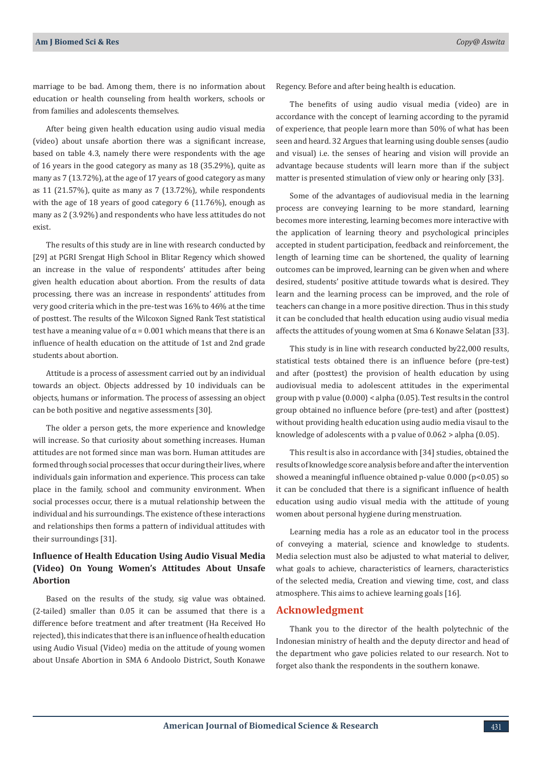marriage to be bad. Among them, there is no information about education or health counseling from health workers, schools or from families and adolescents themselves.

After being given health education using audio visual media (video) about unsafe abortion there was a significant increase, based on table 4.3, namely there were respondents with the age of 16 years in the good category as many as 18 (35.29%), quite as many as 7 (13.72%), at the age of 17 years of good category as many as 11 (21.57%), quite as many as 7 (13.72%), while respondents with the age of 18 years of good category 6 (11.76%), enough as many as 2 (3.92%) and respondents who have less attitudes do not exist.

The results of this study are in line with research conducted by [29] at PGRI Srengat High School in Blitar Regency which showed an increase in the value of respondents' attitudes after being given health education about abortion. From the results of data processing, there was an increase in respondents' attitudes from very good criteria which in the pre-test was 16% to 46% at the time of posttest. The results of the Wilcoxon Signed Rank Test statistical test have a meaning value of $\alpha = 0.001$ which means that there is an influence of health education on the attitude of 1st and 2nd grade students about abortion.

Attitude is a process of assessment carried out by an individual towards an object. Objects addressed by 10 individuals can be objects, humans or information. The process of assessing an object can be both positive and negative assessments [30].

The older a person gets, the more experience and knowledge will increase. So that curiosity about something increases. Human attitudes are not formed since man was born. Human attitudes are formed through social processes that occur during their lives, where individuals gain information and experience. This process can take place in the family, school and community environment. When social processes occur, there is a mutual relationship between the individual and his surroundings. The existence of these interactions and relationships then forms a pattern of individual attitudes with their surroundings [31].

### Influence of Health Education Using Audio Visual Media (Video) On Young Women's Attitudes About Unsafe Abortion

Based on the results of the study, sig value was obtained. (2-tailed) smaller than 0.05 it can be assumed that there is a difference before treatment and after treatment (Ha Received Ho rejected), this indicates that there is an influence of health education using Audio Visual (Video) media on the attitude of young women about Unsafe Abortion in SMA 6 Andoolo District, South Konawe Regency. Before and after being health is education.

The benefits of using audio visual media (video) are in accordance with the concept of learning according to the pyramid of experience, that people learn more than 50% of what has been seen and heard. 32 Argues that learning using double senses (audio and visual) i.e. the senses of hearing and vision will provide an advantage because students will learn more than if the subject matter is presented stimulation of view only or hearing only [33].

Some of the advantages of audiovisual media in the learning process are conveying learning to be more standard, learning becomes more interesting, learning becomes more interactive with the application of learning theory and psychological principles accepted in student participation, feedback and reinforcement, the length of learning time can be shortened, the quality of learning outcomes can be improved, learning can be given when and where desired, students' positive attitude towards what is desired. They learn and the learning process can be improved, and the role of teachers can change in a more positive direction. Thus in this study it can be concluded that health education using audio visual media affects the attitudes of young women at Sma 6 Konawe Selatan [33].

This study is in line with research conducted by22,000 results, statistical tests obtained there is an influence before (pre-test) and after (posttest) the provision of health education by using audiovisual media to adolescent attitudes in the experimental group with p value (0.000) < alpha (0.05). Test results in the control group obtained no influence before (pre-test) and after (posttest) without providing health education using audio media visaul to the knowledge of adolescents with a p value of 0.062 > alpha (0.05).

This result is also in accordance with [34] studies, obtained the results of knowledge score analysis before and after the intervention showed a meaningful influence obtained p-value 0.000 ($p<0.05$) so it can be concluded that there is a significant influence of health education using audio visual media with the attitude of young women about personal hygiene during menstruation.

Learning media has a role as an educator tool in the process of conveying a material, science and knowledge to students. Media selection must also be adjusted to what material to deliver, what goals to achieve, characteristics of learners, characteristics of the selected media, Creation and viewing time, cost, and class atmosphere. This aims to achieve learning goals [16].

## Acknowledgment

Thank you to the director of the health polytechnic of the Indonesian ministry of health and the deputy director and head of the department who gave policies related to our research. Not to forget also thank the respondents in the southern konawe.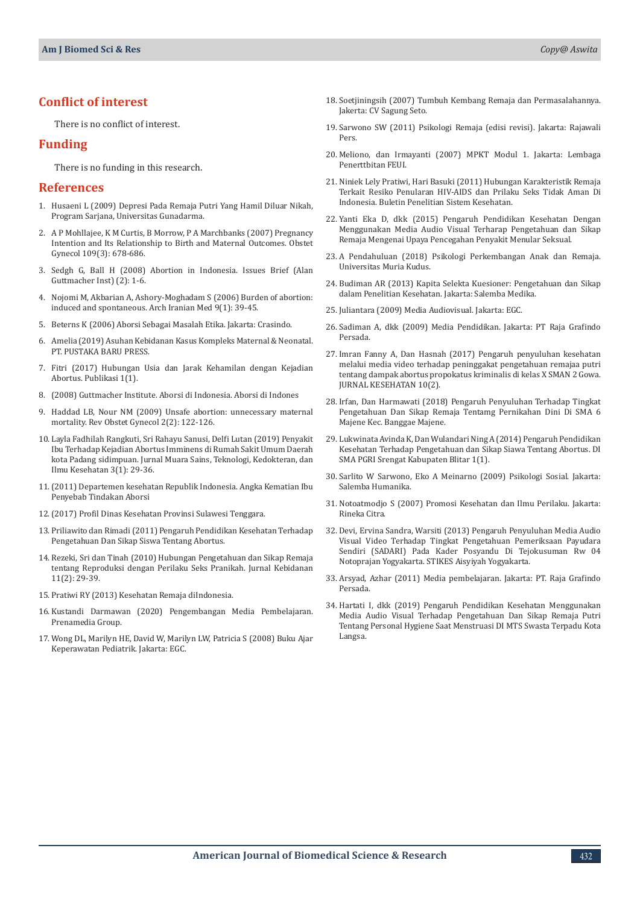## Conflict of interest

There is no conflict of interest.

## Funding

There is no funding in this research.

## References

1. Husaeni L (2009) Depresi Pada Remaja Putri Yang Hamil Diluar Nikah, Program Sarjana, Universitas Gunadarma.
2. A P Mohllajee, K M Curtis, B Morrow, P A Marchbanks (2007) Pregnancy Intention and Its Relationship to Birth and Maternal Outcomes. Obstet Gynecol 109(3): 678-686.
3. Sedgh G, Ball H (2008) Abortion in Indonesia. Issues Brief (Alan Guttmacher Inst) (2): 1-6.
4. Nojomi M, Akbarian A, Ashory-Moghadam S (2006) Burden of abortion: induced and spontaneous. Arch Iranian Med 9(1): 39-45.
5. Beterns K (2006) Aborsi Sebagai Masalah Etika. Jakarta: Crasindo.
6. Amelia (2019) Asuhan Kebidanan Kasus Kompleks Maternal & Neonatal. PT. PUSTAKA BARU PRESS.
7. Fitri (2017) Hubungan Usia dan Jarak Kehamilan dengan Kejadian Abortus. Publikasi 1(1).
8. (2008) Guttmacher Institute. Aborsi di Indonesia. Aborsi di Indones
9. Haddad LB, Nour NM (2009) Unsafe abortion: unnecessary maternal mortality. Rev Obstet Gynecol 2(2): 122-126.
10. Layla Fadhilah Rangkuti, Sri Rahayu Sanusi, Delfi Lutan (2019) Penyakit Ibu Terhadap Kejadian Abortus Imminens di Rumah Sakit Umum Daerah kota Padang sidimpuan. Jurnal Muara Sains, Teknologi, Kedokteran, dan Ilmu Kesehatan 3(1): 29-36.
11. (2011) Departemen kesehatan Republik Indonesia. Angka Kematian Ibu Penyebab Tindakan Aborsi
12. (2017) Profil Dinas Kesehatan Provinsi Sulawesi Tenggara.
13. Priliawito dan Rimadi (2011) Pengaruh Pendidikan Kesehatan Terhadap Pengetahuan Dan Sikap Siswa Tentang Abortus.
14. Rezeki, Sri dan Tinah (2010) Hubungan Pengetahuan dan Sikap Remaja tentang Reproduksi dengan Perilaku Seks Pranikah. Jurnal Kebidanan 11(2): 29-39.
15. Pratiwi RY (2013) Kesehatan Remaja diIndonesia.
16. Kustandi Darmawan (2020) Pengembangan Media Pembelajaran. Prenamedia Group.
17. Wong DL, Marilyn HE, David W, Marilyn LW, Patricia S (2008) Buku Ajar Keperawatan Pediatrik. Jakarta: EGC.
18. Soetjiningsih (2007) Tumbuh Kembang Remaja dan Permasalahannya. Jakarta: CV Sagung Seto.
19. Sarwono SW (2011) Psikologi Remaja (edisi revisi). Jakarta: Rajawali Pers.
20. Meliono, dan Irmayanti (2007) MPKT Modul 1. Jakarta: Lembaga Penerttbitan FEUI.
21. Niniek Lely Pratiwi, Hari Basuki (2011) Hubungan Karakteristik Remaja Terkait Resiko Penularan HIV-AIDS dan Prilaku Seks Tidak Aman Di Indonesia. Buletin Penelitian Sistem Kesehatan.
22. Yanti Eka D, dkk (2015) Pengaruh Pendidikan Kesehatan Dengan Menggunakan Media Audio Visual Terharap Pengetahuan dan Sikap Remaja Mengenai Upaya Pencegahan Penyakit Menular Seksual.
23. A Pendahuluan (2018) Psikologi Perkembangan Anak dan Remaja. Universitas Muria Kudus.
24. Budiman AR (2013) Kapita Selekta Kuesioner: Pengetahuan dan Sikap dalam Penelitian Kesehatan. Jakarta: Salemba Medika.
25. Juliantara (2009) Media Audiovisual. Jakarta: EGC.
26. Sadiman A, dkk (2009) Media Pendidikan. Jakarta: PT Raja Grafindo Persada.
27. Imran Fanny A, Dan Hasnah (2017) Pengaruh penyuluhan kesehatan melalui media video terhadap peninggakat pengetahuan remajaa putri tentang dampak abortus propokatus kriminalis di kelas X SMAN 2 Gowa. JURNAL KESEHATAN 10(2).
28. Irfan, Dan Harmawati (2018) Pengaruh Penyuluhan Terhadap Tingkat Pengetahuan Dan Sikap Remaja Tentamg Pernikahan Dini Di SMA 6 Majene Kec. Banggae Majene.
29. Lukwinata Avinda K, Dan Wulandari Ning A (2014) Pengaruh Pendidikan Kesehatan Terhadap Pengetahuan dan Sikap Siawa Tentang Abortus. DI SMA PGRI Srengat Kabupaten Blitar 1(1).
30. Sarlito W Sarwono, Eko A Meinarno (2009) Psikologi Sosial. Jakarta: Salemba Humanika.
31. Notoatmodjo S (2007) Promosi Kesehatan dan Ilmu Perilaku. Jakarta: Rineka Citra.
32. Devi, Ervina Sandra, Warsiti (2013) Pengaruh Penyuluhan Media Audio Visual Video Terhadap Tingkat Pengetahuan Pemeriksaan Payudara Sendiri (SADARI) Pada Kader Posyandu Di Tejokusuman Rw 04 Notoprajan Yogyakarta. STIKES Aisyiyah Yogyakarta.
33. Arsyad, Azhar (2011) Media pembelajaran. Jakarta: PT. Raja Grafindo Persada.
34. Hartati I, dkk (2019) Pengaruh Pendidikan Kesehatan Menggunakan Media Audio Visual Terhadap Pengetahuan Dan Sikap Remaja Putri Tentang Personal Hygiene Saat Menstruasi DI MTS Swasta Terpadu Kota Langsa.